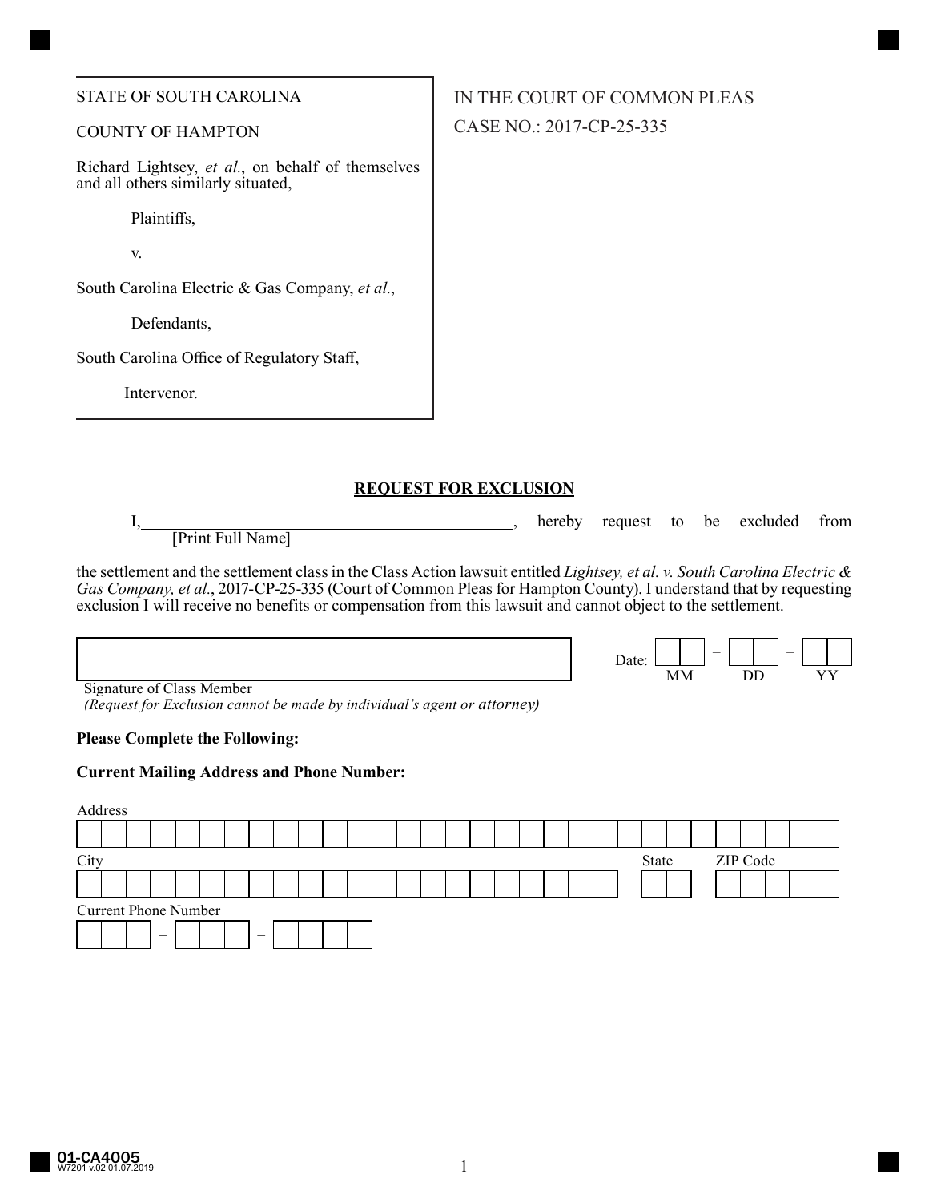STATE OF SOUTH CAROLINA

COUNTY OF HAMPTON

Richard Lightsey, *et al.*, on behalf of themselves and all others similarly situated,

Plaintiffs,

v.

South Carolina Electric & Gas Company, *et al.*,

Defendants,

South Carolina Office of Regulatory Staff,

Intervenor.

IN THE COURT OF COMMON PLEAS

CASE NO.: 2017-CP-25-335

## REQUEST FOR EXCLUSION

I, ______________________________________________, hereby request to be excluded from
[Print Full Name]

the settlement and the settlement class in the Class Action lawsuit entitled *Lightsey, et al. v. South Carolina Electric & Gas Company, et al.*, 2017-CP-25-335 (Court of Common Pleas for Hampton County). I understand that by requesting exclusion I will receive no benefits or compensation from this lawsuit and cannot object to the settlement.

______________________________________________ Date: ___ – ___ – ___
Signature of Class Member MM DD YY
*(Request for Exclusion cannot be made by individual's agent or attorney)*

**Please Complete the Following:**

**Current Mailing Address and Phone Number:**

Address
______________________________________________

City ______________________ State ____ ZIP Code ________

Current Phone Number
___ – ___ – ____

01-CA4005
W7201 v.02 01.07.2019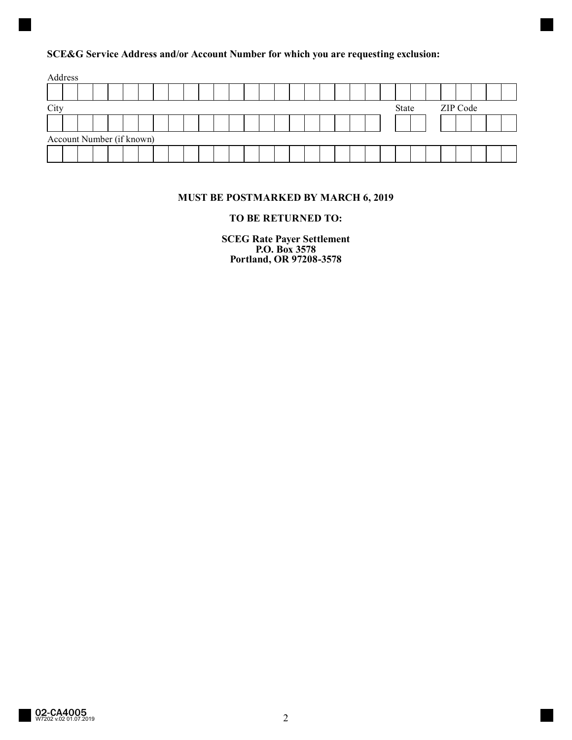**SCE&G Service Address and/or Account Number for which you are requesting exclusion:**

Address

City

State

ZIP Code

Account Number (if known)

**MUST BE POSTMARKED BY MARCH 6, 2019**

**TO BE RETURNED TO:**

**SCEG Rate Payer Settlement**
**P.O. Box 3578**
**Portland, OR 97208-3578**

02-CA4005
W7202 v.02 01.07.2019